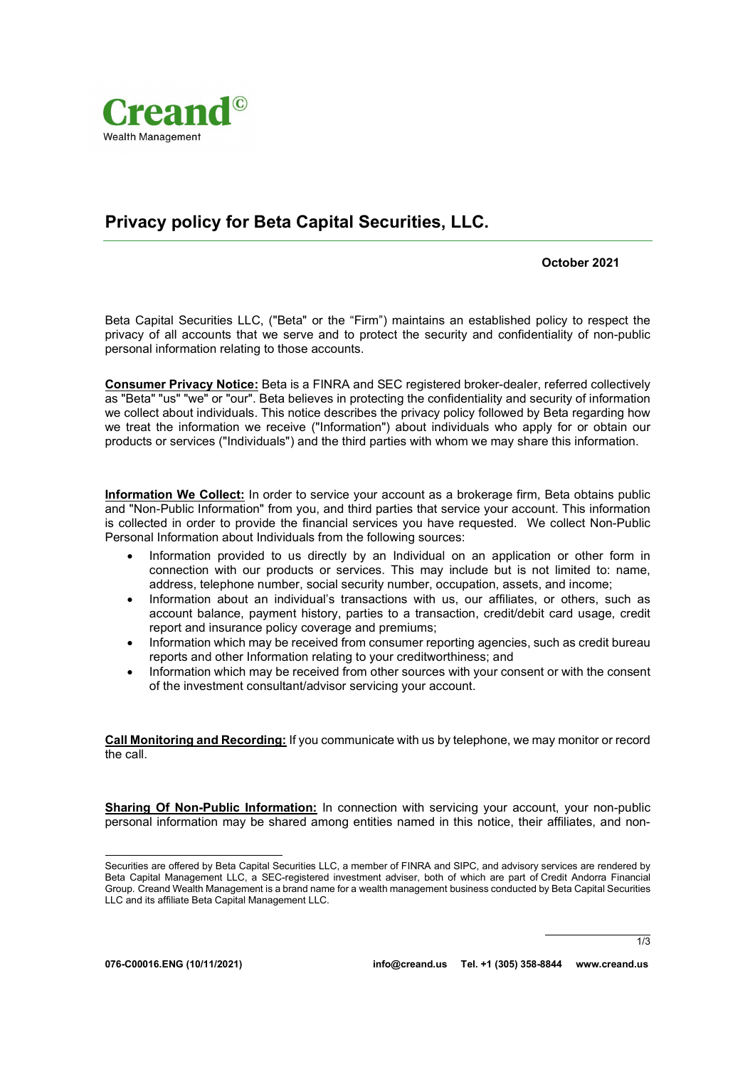Creand© Wealth Management

# Privacy policy for Beta Capital Securities, LLC.

**October 2021**

Beta Capital Securities LLC, ("Beta" or the "Firm") maintains an established policy to respect the privacy of all accounts that we serve and to protect the security and confidentiality of non-public personal information relating to those accounts.

**Consumer Privacy Notice:** Beta is a FINRA and SEC registered broker-dealer, referred collectively as "Beta" "us" "we" or "our". Beta believes in protecting the confidentiality and security of information we collect about individuals. This notice describes the privacy policy followed by Beta regarding how we treat the information we receive ("Information") about individuals who apply for or obtain our products or services ("Individuals") and the third parties with whom we may share this information.

**Information We Collect:** In order to service your account as a brokerage firm, Beta obtains public and "Non-Public Information" from you, and third parties that service your account. This information is collected in order to provide the financial services you have requested. We collect Non-Public Personal Information about Individuals from the following sources:

- Information provided to us directly by an Individual on an application or other form in connection with our products or services. This may include but is not limited to: name, address, telephone number, social security number, occupation, assets, and income;
- Information about an individual's transactions with us, our affiliates, or others, such as account balance, payment history, parties to a transaction, credit/debit card usage, credit report and insurance policy coverage and premiums;
- Information which may be received from consumer reporting agencies, such as credit bureau reports and other Information relating to your creditworthiness; and
- Information which may be received from other sources with your consent or with the consent of the investment consultant/advisor servicing your account.

**Call Monitoring and Recording:** If you communicate with us by telephone, we may monitor or record the call.

**Sharing Of Non-Public Information:** In connection with servicing your account, your non-public personal information may be shared among entities named in this notice, their affiliates, and non-

Securities are offered by Beta Capital Securities LLC, a member of FINRA and SIPC, and advisory services are rendered by Beta Capital Management LLC, a SEC-registered investment adviser, both of which are part of Credit Andorra Financial Group. Creand Wealth Management is a brand name for a wealth management business conducted by Beta Capital Securities LLC and its affiliate Beta Capital Management LLC.

076-C00016.ENG (10/11/2021) info@creand.us Tel. +1 (305) 358-8844 www.creand.us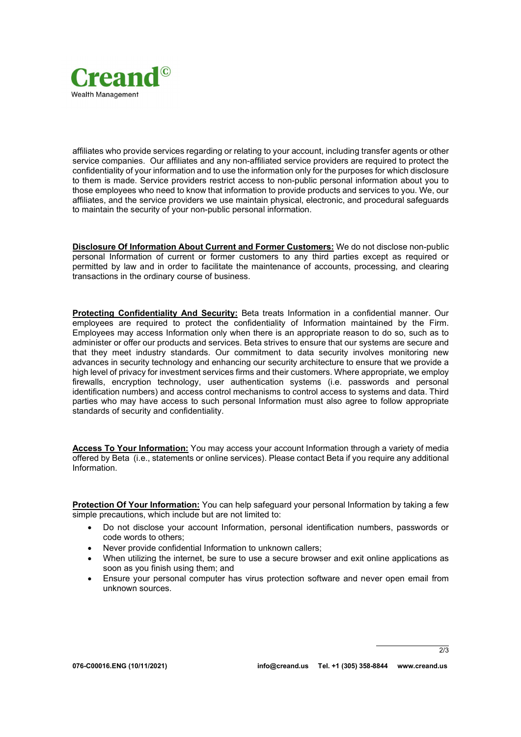affiliates who provide services regarding or relating to your account, including transfer agents or other service companies. Our affiliates and any non-affiliated service providers are required to protect the confidentiality of your information and to use the information only for the purposes for which disclosure to them is made. Service providers restrict access to non-public personal information about you to those employees who need to know that information to provide products and services to you. We, our affiliates, and the service providers we use maintain physical, electronic, and procedural safeguards to maintain the security of your non-public personal information.

**Disclosure Of Information About Current and Former Customers:** We do not disclose non-public personal Information of current or former customers to any third parties except as required or permitted by law and in order to facilitate the maintenance of accounts, processing, and clearing transactions in the ordinary course of business.

**Protecting Confidentiality And Security:** Beta treats Information in a confidential manner. Our employees are required to protect the confidentiality of Information maintained by the Firm. Employees may access Information only when there is an appropriate reason to do so, such as to administer or offer our products and services. Beta strives to ensure that our systems are secure and that they meet industry standards. Our commitment to data security involves monitoring new advances in security technology and enhancing our security architecture to ensure that we provide a high level of privacy for investment services firms and their customers. Where appropriate, we employ firewalls, encryption technology, user authentication systems (i.e. passwords and personal identification numbers) and access control mechanisms to control access to systems and data. Third parties who may have access to such personal Information must also agree to follow appropriate standards of security and confidentiality.

**Access To Your Information:** You may access your account Information through a variety of media offered by Beta (i.e., statements or online services). Please contact Beta if you require any additional Information.

**Protection Of Your Information:** You can help safeguard your personal Information by taking a few simple precautions, which include but are not limited to:

- Do not disclose your account Information, personal identification numbers, passwords or code words to others;
- Never provide confidential Information to unknown callers;
- When utilizing the internet, be sure to use a secure browser and exit online applications as soon as you finish using them; and
- Ensure your personal computer has virus protection software and never open email from unknown sources.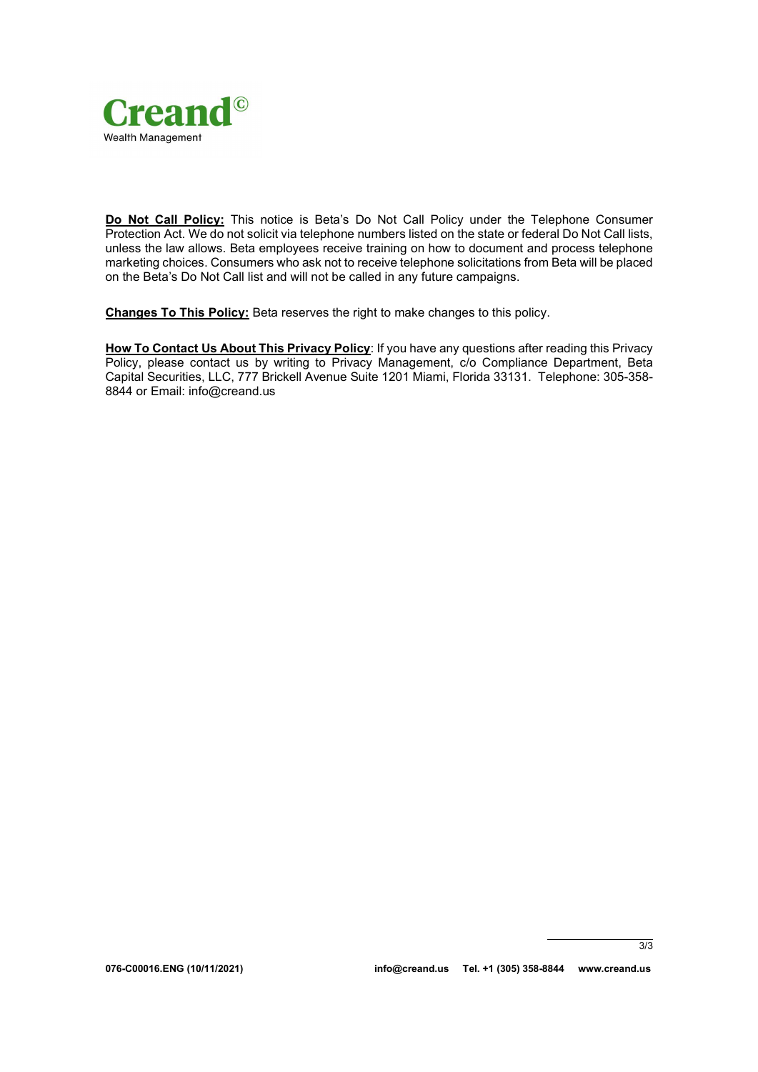**Do Not Call Policy:** This notice is Beta's Do Not Call Policy under the Telephone Consumer Protection Act. We do not solicit via telephone numbers listed on the state or federal Do Not Call lists, unless the law allows. Beta employees receive training on how to document and process telephone marketing choices. Consumers who ask not to receive telephone solicitations from Beta will be placed on the Beta's Do Not Call list and will not be called in any future campaigns.

**Changes To This Policy:** Beta reserves the right to make changes to this policy.

**How To Contact Us About This Privacy Policy**: If you have any questions after reading this Privacy Policy, please contact us by writing to Privacy Management, c/o Compliance Department, Beta Capital Securities, LLC, 777 Brickell Avenue Suite 1201 Miami, Florida 33131. Telephone: 305-358-8844 or Email: info@creand.us